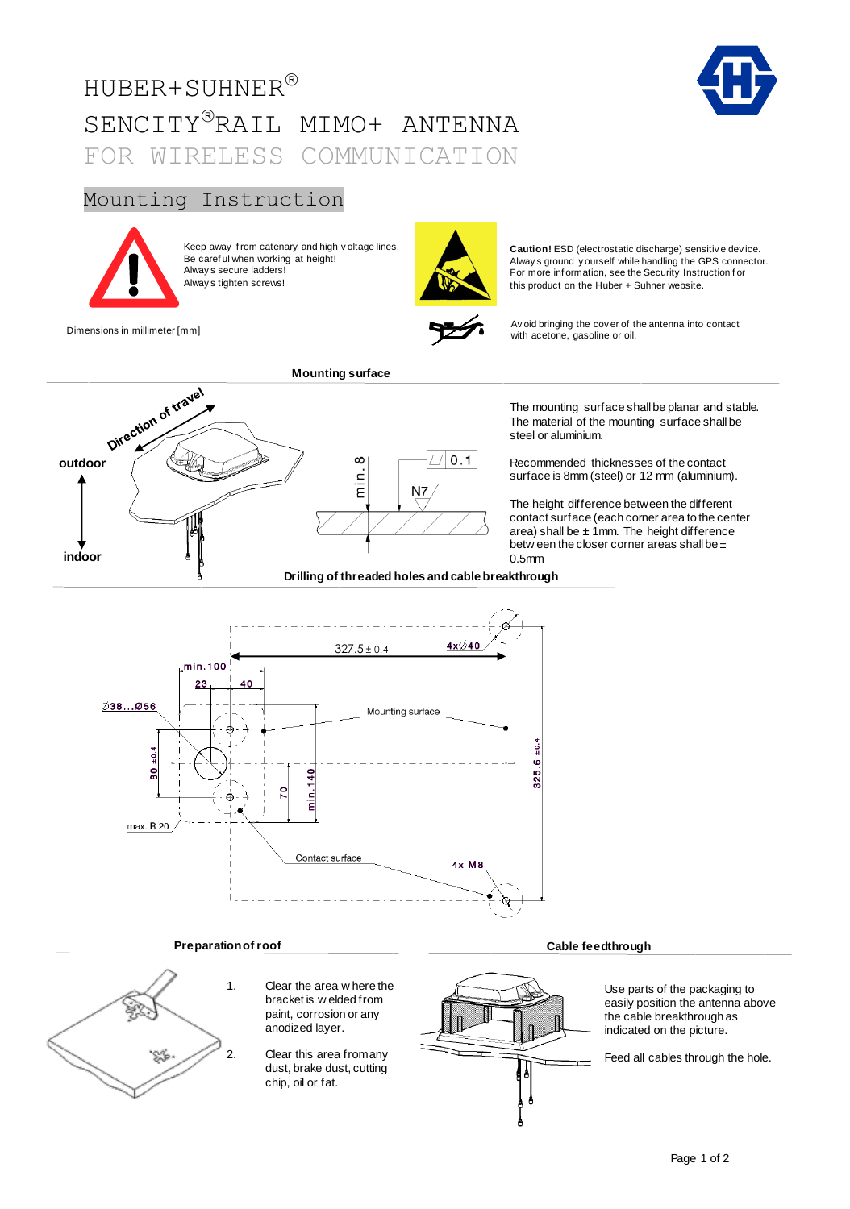# HUBER+SUHNER®

# SENCITY®RAIL MIMO+ ANTENNA

FOR WIRELESS COMMUNICATION

## Mounting Instruction

Keep away from catenary and high voltage lines.
Be careful when working at height!
Always secure ladders!
Always tighten screws!

**Caution!** ESD (electrostatic discharge) sensitive device.
Always ground yourself while handling the GPS connector.
For more information, see the Security Instruction for this product on the Huber + Suhner website.

Dimensions in millimeter [mm]

Avoid bringing the cover of the antenna into contact with acetone, gasoline or oil.

### Mounting surface

Direction of travel

outdoor

indoor

min. 8

0.1

N7

The mounting surface shall be planar and stable. The material of the mounting surface shall be steel or aluminium.

Recommended thicknesses of the contact surface is 8mm (steel) or 12 mm (aluminium).

The height difference between the different contact surface (each corner area to the center area) shall be ± 1mm. The height difference between the closer corner areas shall be ± 0.5mm

### Drilling of threaded holes and cable breakthrough

327.5 ± 0.4

4xØ40

min.100

23

40

Ø38…Ø56

Mounting surface

80 ±0.4

70

min.140

325.6 ±0.4

max. R 20

Contact surface

4x M8

### Preparation of roof

1. Clear the area where the bracket is welded from paint, corrosion or any anodized layer.
2. Clear this area from any dust, brake dust, cutting chip, oil or fat.

### Cable feedthrough

Use parts of the packaging to easily position the antenna above the cable breakthrough as indicated on the picture.

Feed all cables through the hole.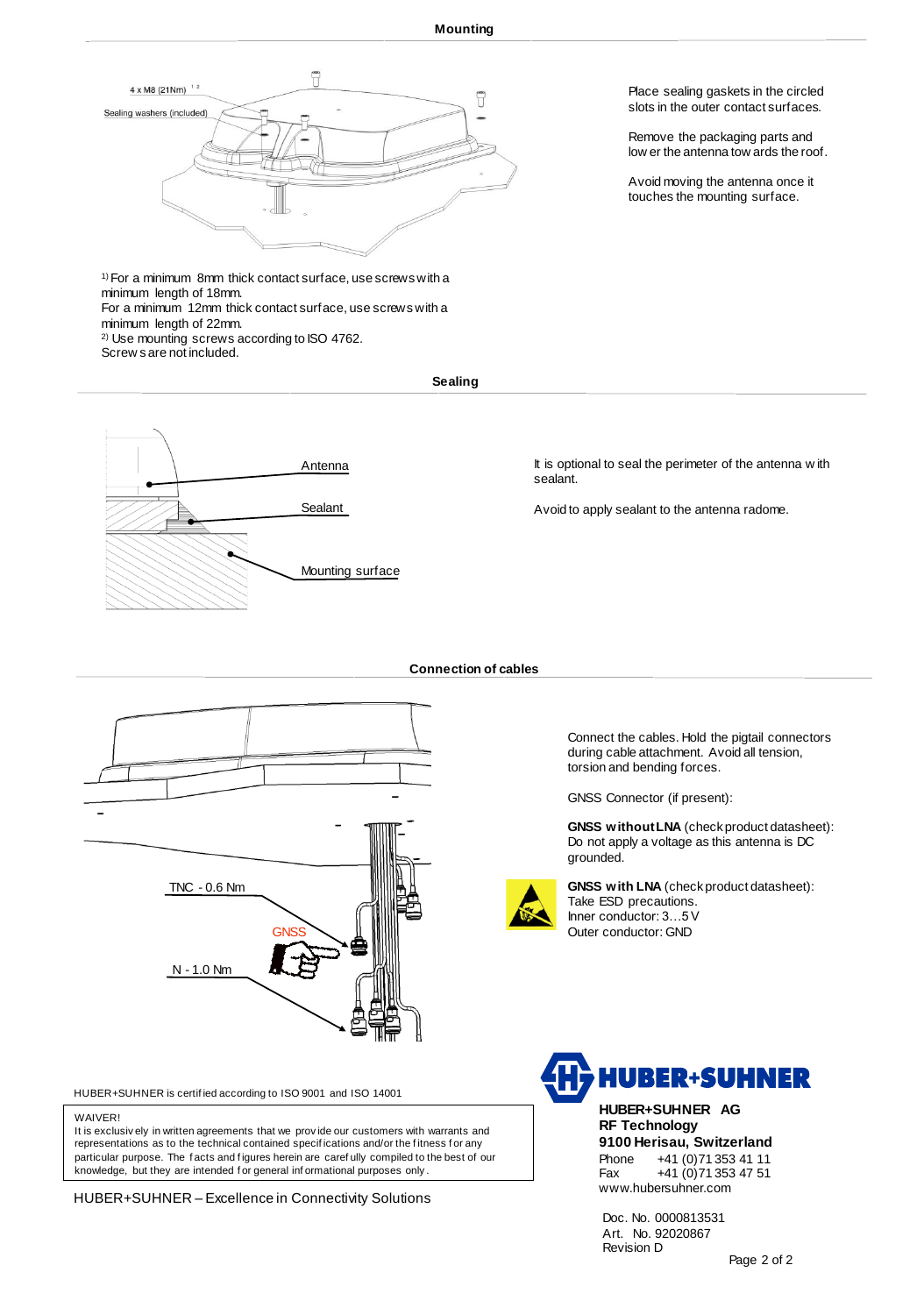## Mounting

4 x M8 (21Nm) [1 2]

Sealing washers (included)

Place sealing gaskets in the circled slots in the outer contact surfaces.

Remove the packaging parts and lower the antenna towards the roof.

Avoid moving the antenna once it touches the mounting surface.

[1] For a minimum 8mm thick contact surface, use screws with a minimum length of 18mm.
For a minimum 12mm thick contact surface, use screws with a minimum length of 22mm.
[2] Use mounting screws according to ISO 4762.
Screws are not included.

## Sealing

Antenna

Sealant

Mounting surface

It is optional to seal the perimeter of the antenna with sealant.

Avoid to apply sealant to the antenna radome.

## Connection of cables

TNC - 0.6 Nm

GNSS

N - 1.0 Nm

Connect the cables. Hold the pigtail connectors during cable attachment. Avoid all tension, torsion and bending forces.

GNSS Connector (if present):

**GNSS without LNA** (check product datasheet): Do not apply a voltage as this antenna is DC grounded.

**GNSS with LNA** (check product datasheet): Take ESD precautions.
Inner conductor: 3…5 V
Outer conductor: GND

HUBER+SUHNER is certified according to ISO 9001 and ISO 14001

WAIVER!
It is exclusively in written agreements that we provide our customers with warrants and representations as to the technical contained specifications and/or the fitness for any particular purpose. The facts and figures herein are carefully compiled to the best of our knowledge, but they are intended for general informational purposes only.

HUBER+SUHNER – Excellence in Connectivity Solutions

HUBER+SUHNER

**HUBER+SUHNER AG**
**RF Technology**
**9100 Herisau, Switzerland**
Phone +41 (0)71 353 41 11
Fax +41 (0)71 353 47 51
www.hubersuhner.com

Doc. No. 0000813531
Art. No. 92020867
Revision D